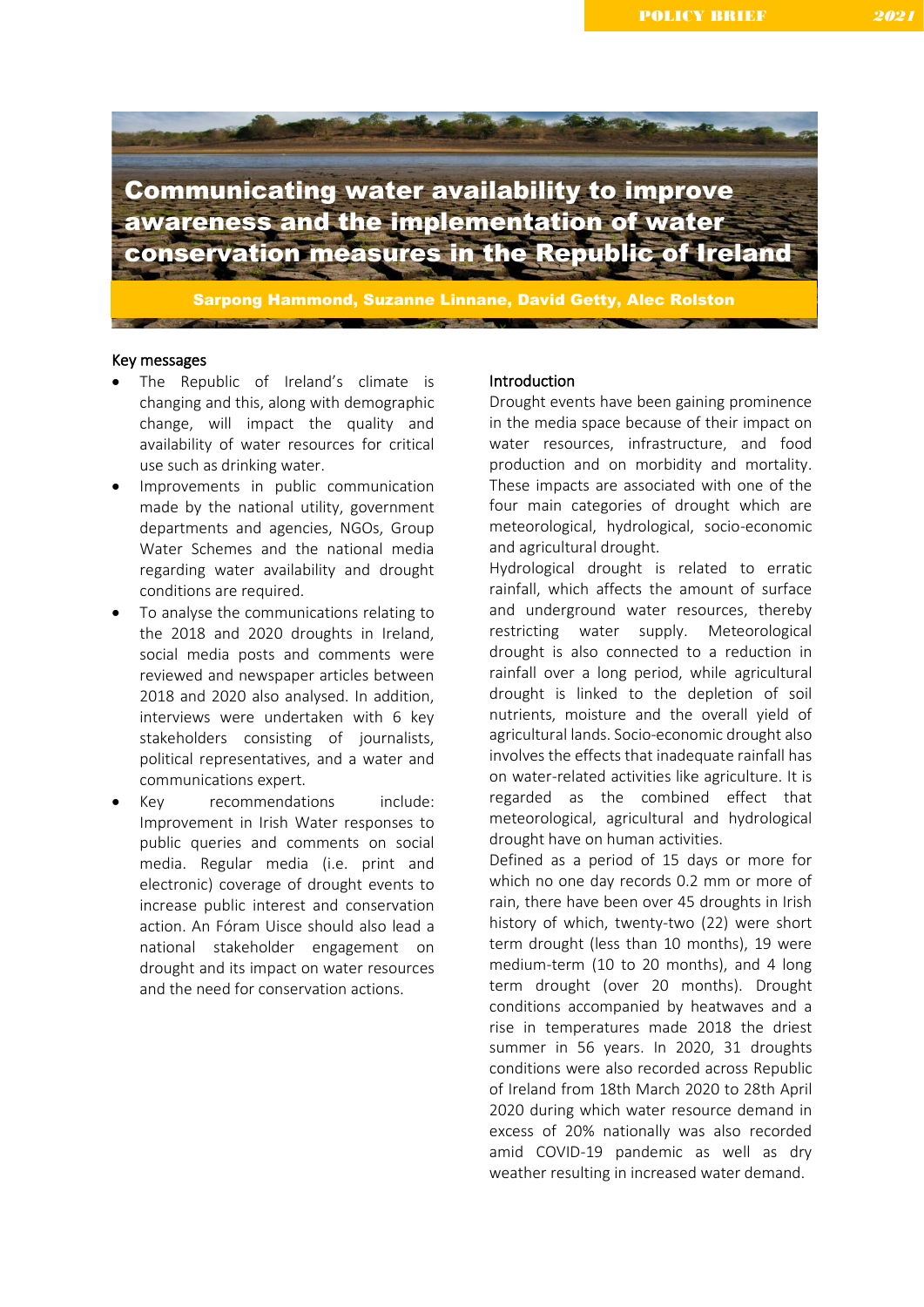# Communicating water availability to improve awareness and the implementation of water conservation measures in the Republic of Ireland

**Sarpong Hammond, Suzanne Linnane, David Getty, Alec Rolston**

## Key messages

- The Republic of Ireland's climate is changing and this, along with demographic change, will impact the quality and availability of water resources for critical use such as drinking water.
- Improvements in public communication made by the national utility, government departments and agencies, NGOs, Group Water Schemes and the national media regarding water availability and drought conditions are required.
- To analyse the communications relating to the 2018 and 2020 droughts in Ireland, social media posts and comments were reviewed and newspaper articles between 2018 and 2020 also analysed. In addition, interviews were undertaken with 6 key stakeholders consisting of journalists, political representatives, and a water and communications expert.
- Key recommendations include: Improvement in Irish Water responses to public queries and comments on social media. Regular media (i.e. print and electronic) coverage of drought events to increase public interest and conservation action. An Fóram Uisce should also lead a national stakeholder engagement on drought and its impact on water resources and the need for conservation actions.

## Introduction

Drought events have been gaining prominence in the media space because of their impact on water resources, infrastructure, and food production and on morbidity and mortality. These impacts are associated with one of the four main categories of drought which are meteorological, hydrological, socio-economic and agricultural drought.

Hydrological drought is related to erratic rainfall, which affects the amount of surface and underground water resources, thereby restricting water supply. Meteorological drought is also connected to a reduction in rainfall over a long period, while agricultural drought is linked to the depletion of soil nutrients, moisture and the overall yield of agricultural lands. Socio-economic drought also involves the effects that inadequate rainfall has on water-related activities like agriculture. It is regarded as the combined effect that meteorological, agricultural and hydrological drought have on human activities.

Defined as a period of 15 days or more for which no one day records 0.2 mm or more of rain, there have been over 45 droughts in Irish history of which, twenty-two (22) were short term drought (less than 10 months), 19 were medium-term (10 to 20 months), and 4 long term drought (over 20 months). Drought conditions accompanied by heatwaves and a rise in temperatures made 2018 the driest summer in 56 years. In 2020, 31 droughts conditions were also recorded across Republic of Ireland from 18th March 2020 to 28th April 2020 during which water resource demand in excess of 20% nationally was also recorded amid COVID-19 pandemic as well as dry weather resulting in increased water demand.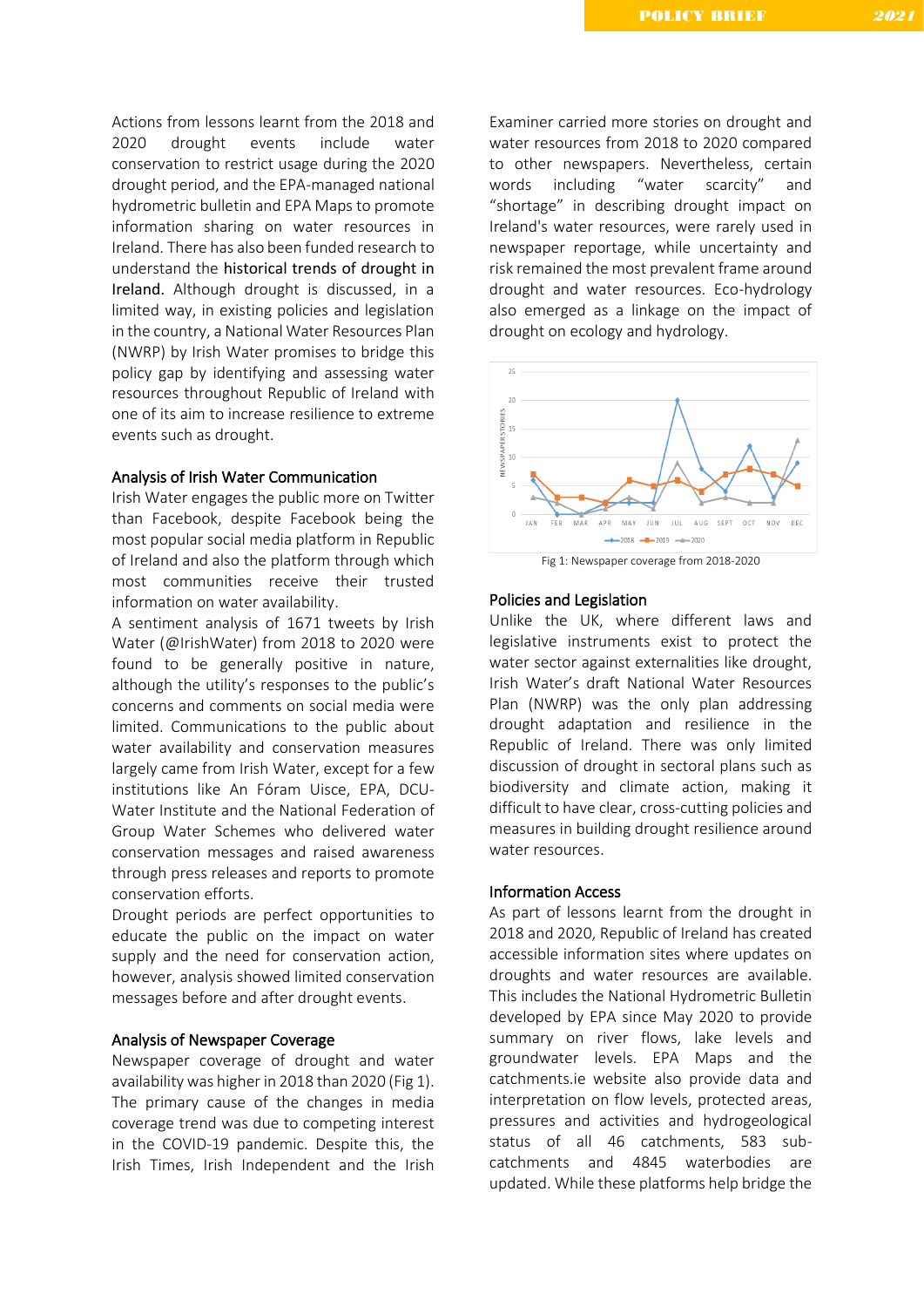Actions from lessons learnt from the 2018 and 2020 drought events include water conservation to restrict usage during the 2020 drought period, and the EPA-managed national hydrometric bulletin and EPA Maps to promote information sharing on water resources in Ireland. There has also been funded research to understand the historical trends of drought in Ireland. Although drought is discussed, in a limited way, in existing policies and legislation in the country, a National Water Resources Plan (NWRP) by Irish Water promises to bridge this policy gap by identifying and assessing water resources throughout Republic of Ireland with one of its aim to increase resilience to extreme events such as drought.

## Analysis of Irish Water Communication

Irish Water engages the public more on Twitter than Facebook, despite Facebook being the most popular social media platform in Republic of Ireland and also the platform through which most communities receive their trusted information on water availability.

A sentiment analysis of 1671 tweets by Irish Water (@IrishWater) from 2018 to 2020 were found to be generally positive in nature, although the utility's responses to the public's concerns and comments on social media were limited. Communications to the public about water availability and conservation measures largely came from Irish Water, except for a few institutions like An Fóram Uisce, EPA, DCU-Water Institute and the National Federation of Group Water Schemes who delivered water conservation messages and raised awareness through press releases and reports to promote conservation efforts.

Drought periods are perfect opportunities to educate the public on the impact on water supply and the need for conservation action, however, analysis showed limited conservation messages before and after drought events.

## Analysis of Newspaper Coverage

Newspaper coverage of drought and water availability was higher in 2018 than 2020 (Fig 1). The primary cause of the changes in media coverage trend was due to competing interest in the COVID-19 pandemic. Despite this, the Irish Times, Irish Independent and the Irish Examiner carried more stories on drought and water resources from 2018 to 2020 compared to other newspapers. Nevertheless, certain words including "water scarcity" and "shortage" in describing drought impact on Ireland's water resources, were rarely used in newspaper reportage, while uncertainty and risk remained the most prevalent frame around drought and water resources. Eco-hydrology also emerged as a linkage on the impact of drought on ecology and hydrology.

Fig 1: Newspaper coverage from 2018-2020

## Policies and Legislation

Unlike the UK, where different laws and legislative instruments exist to protect the water sector against externalities like drought, Irish Water's draft National Water Resources Plan (NWRP) was the only plan addressing drought adaptation and resilience in the Republic of Ireland. There was only limited discussion of drought in sectoral plans such as biodiversity and climate action, making it difficult to have clear, cross-cutting policies and measures in building drought resilience around water resources.

## Information Access

As part of lessons learnt from the drought in 2018 and 2020, Republic of Ireland has created accessible information sites where updates on droughts and water resources are available. This includes the National Hydrometric Bulletin developed by EPA since May 2020 to provide summary on river flows, lake levels and groundwater levels. EPA Maps and the catchments.ie website also provide data and interpretation on flow levels, protected areas, pressures and activities and hydrogeological status of all 46 catchments, 583 sub-catchments and 4845 waterbodies are updated. While these platforms help bridge the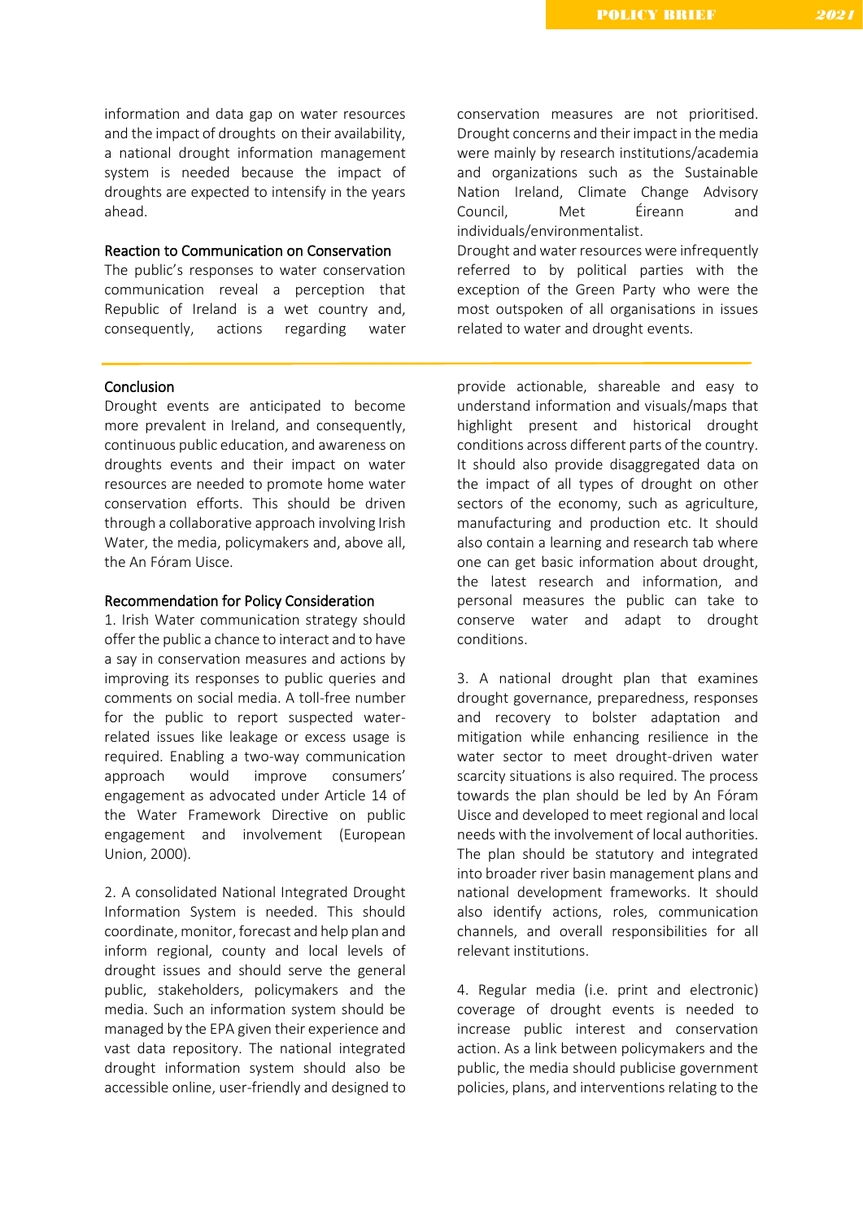information and data gap on water resources and the impact of droughts on their availability, a national drought information management system is needed because the impact of droughts are expected to intensify in the years ahead.

### Reaction to Communication on Conservation

The public's responses to water conservation communication reveal a perception that Republic of Ireland is a wet country and, consequently, actions regarding water conservation measures are not prioritised. Drought concerns and their impact in the media were mainly by research institutions/academia and organizations such as the Sustainable Nation Ireland, Climate Change Advisory Council, Met Éireann and individuals/environmentalist.

Drought and water resources were infrequently referred to by political parties with the exception of the Green Party who were the most outspoken of all organisations in issues related to water and drought events.

---

### Conclusion

Drought events are anticipated to become more prevalent in Ireland, and consequently, continuous public education, and awareness on droughts events and their impact on water resources are needed to promote home water conservation efforts. This should be driven through a collaborative approach involving Irish Water, the media, policymakers and, above all, the An Fóram Uisce.

### Recommendation for Policy Consideration

1. Irish Water communication strategy should offer the public a chance to interact and to have a say in conservation measures and actions by improving its responses to public queries and comments on social media. A toll-free number for the public to report suspected water-related issues like leakage or excess usage is required. Enabling a two-way communication approach would improve consumers' engagement as advocated under Article 14 of the Water Framework Directive on public engagement and involvement (European Union, 2000).

2. A consolidated National Integrated Drought Information System is needed. This should coordinate, monitor, forecast and help plan and inform regional, county and local levels of drought issues and should serve the general public, stakeholders, policymakers and the media. Such an information system should be managed by the EPA given their experience and vast data repository. The national integrated drought information system should also be accessible online, user-friendly and designed to provide actionable, shareable and easy to understand information and visuals/maps that highlight present and historical drought conditions across different parts of the country. It should also provide disaggregated data on the impact of all types of drought on other sectors of the economy, such as agriculture, manufacturing and production etc. It should also contain a learning and research tab where one can get basic information about drought, the latest research and information, and personal measures the public can take to conserve water and adapt to drought conditions.

3. A national drought plan that examines drought governance, preparedness, responses and recovery to bolster adaptation and mitigation while enhancing resilience in the water sector to meet drought-driven water scarcity situations is also required. The process towards the plan should be led by An Fóram Uisce and developed to meet regional and local needs with the involvement of local authorities. The plan should be statutory and integrated into broader river basin management plans and national development frameworks. It should also identify actions, roles, communication channels, and overall responsibilities for all relevant institutions.

4. Regular media (i.e. print and electronic) coverage of drought events is needed to increase public interest and conservation action. As a link between policymakers and the public, the media should publicise government policies, plans, and interventions relating to the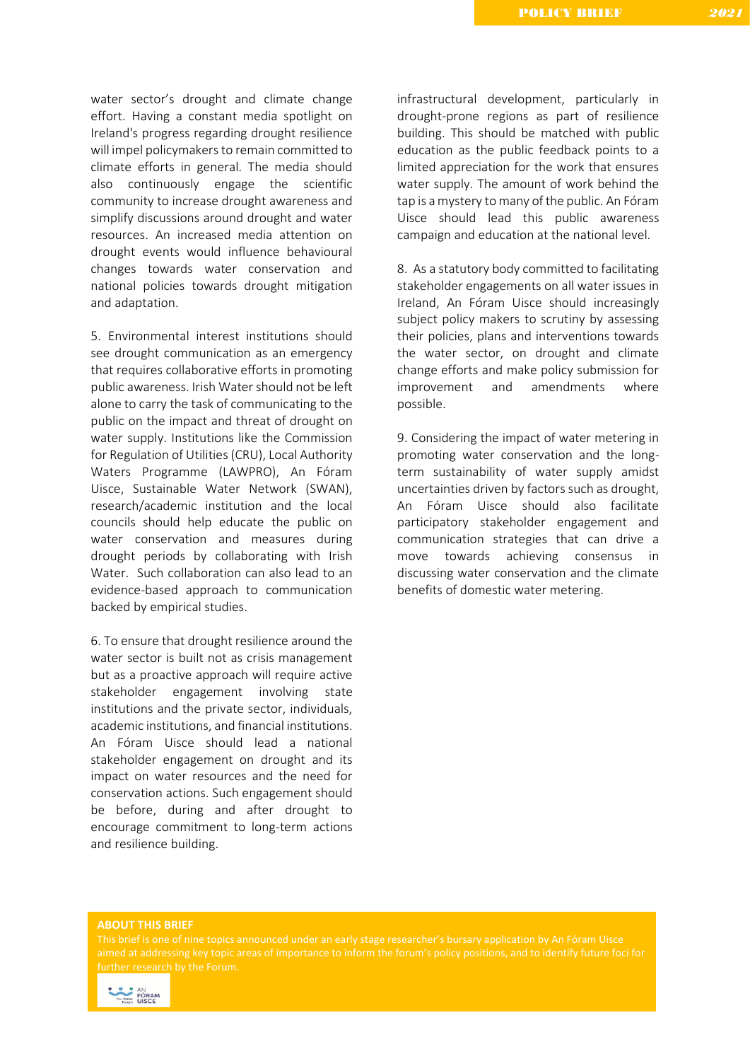water sector's drought and climate change effort. Having a constant media spotlight on Ireland's progress regarding drought resilience will impel policymakers to remain committed to climate efforts in general. The media should also continuously engage the scientific community to increase drought awareness and simplify discussions around drought and water resources. An increased media attention on drought events would influence behavioural changes towards water conservation and national policies towards drought mitigation and adaptation.

5. Environmental interest institutions should see drought communication as an emergency that requires collaborative efforts in promoting public awareness. Irish Water should not be left alone to carry the task of communicating to the public on the impact and threat of drought on water supply. Institutions like the Commission for Regulation of Utilities (CRU), Local Authority Waters Programme (LAWPRO), An Fóram Uisce, Sustainable Water Network (SWAN), research/academic institution and the local councils should help educate the public on water conservation and measures during drought periods by collaborating with Irish Water. Such collaboration can also lead to an evidence-based approach to communication backed by empirical studies.

6. To ensure that drought resilience around the water sector is built not as crisis management but as a proactive approach will require active stakeholder engagement involving state institutions and the private sector, individuals, academic institutions, and financial institutions. An Fóram Uisce should lead a national stakeholder engagement on drought and its impact on water resources and the need for conservation actions. Such engagement should be before, during and after drought to encourage commitment to long-term actions and resilience building.

infrastructural development, particularly in drought-prone regions as part of resilience building. This should be matched with public education as the public feedback points to a limited appreciation for the work that ensures water supply. The amount of work behind the tap is a mystery to many of the public. An Fóram Uisce should lead this public awareness campaign and education at the national level.

8. As a statutory body committed to facilitating stakeholder engagements on all water issues in Ireland, An Fóram Uisce should increasingly subject policy makers to scrutiny by assessing their policies, plans and interventions towards the water sector, on drought and climate change efforts and make policy submission for improvement and amendments where possible.

9. Considering the impact of water metering in promoting water conservation and the long-term sustainability of water supply amidst uncertainties driven by factors such as drought, An Fóram Uisce should also facilitate participatory stakeholder engagement and communication strategies that can drive a move towards achieving consensus in discussing water conservation and the climate benefits of domestic water metering.

**ABOUT THIS BRIEF**

This brief is one of nine topics announced under an early stage researcher's bursary application by An Fóram Uisce aimed at addressing key topic areas of importance to inform the forum's policy positions, and to identify future foci for further research by the Forum.